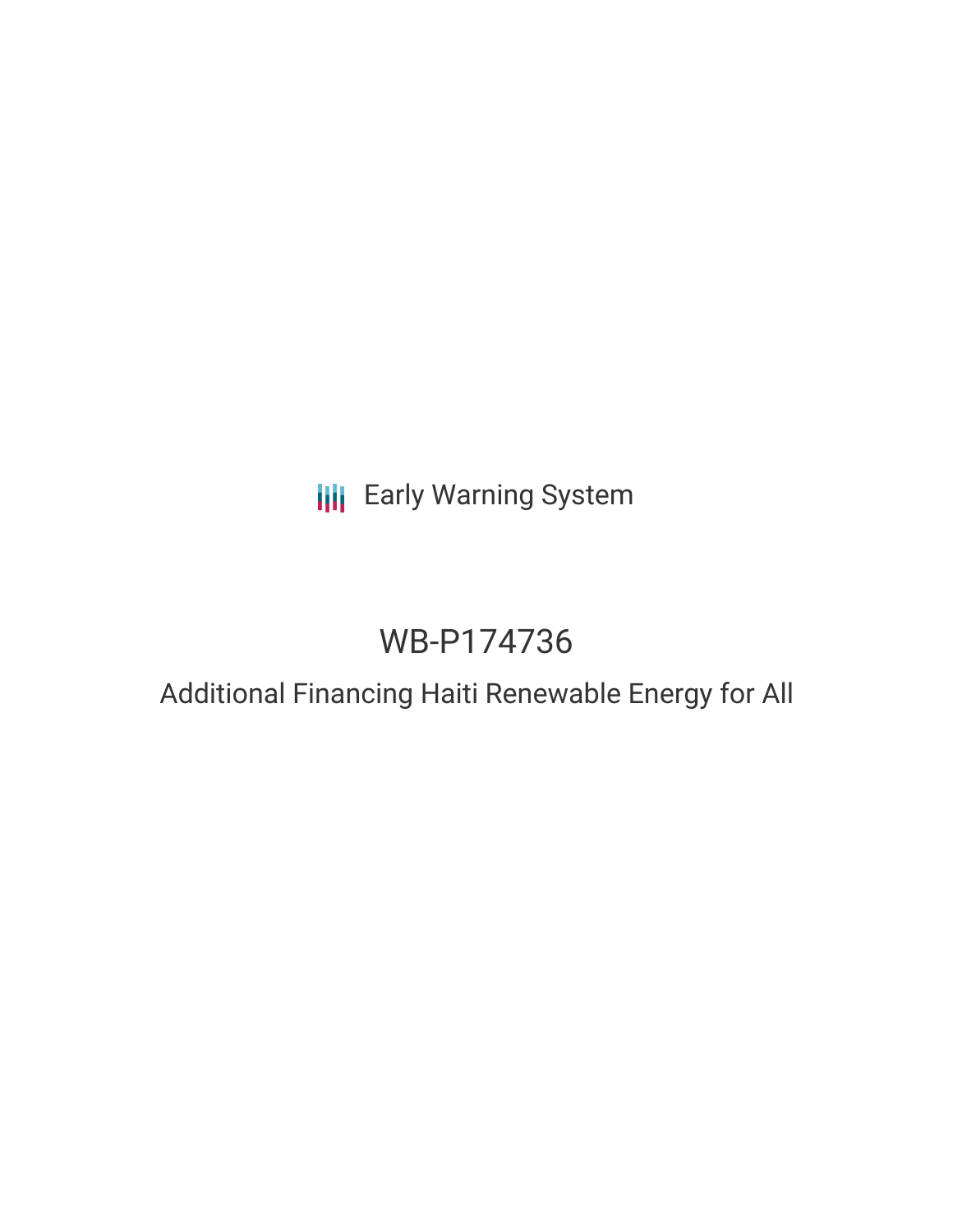Early Warning System

# WB-P174736

## Additional Financing Haiti Renewable Energy for All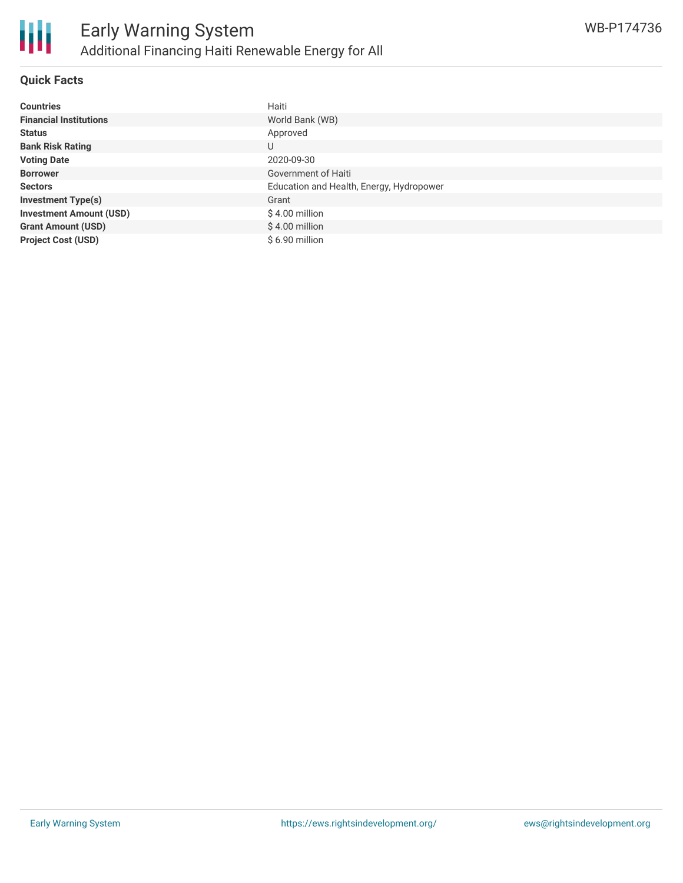# Early Warning System

## Additional Financing Haiti Renewable Energy for All

WB-P174736

### Quick Facts

| | |
|---|---|
| **Countries** | Haiti |
| **Financial Institutions** | World Bank (WB) |
| **Status** | Approved |
| **Bank Risk Rating** | U |
| **Voting Date** | 2020-09-30 |
| **Borrower** | Government of Haiti |
| **Sectors** | Education and Health, Energy, Hydropower |
| **Investment Type(s)** | Grant |
| **Investment Amount (USD)** | $ 4.00 million |
| **Grant Amount (USD)** | $ 4.00 million |
| **Project Cost (USD)** | $ 6.90 million |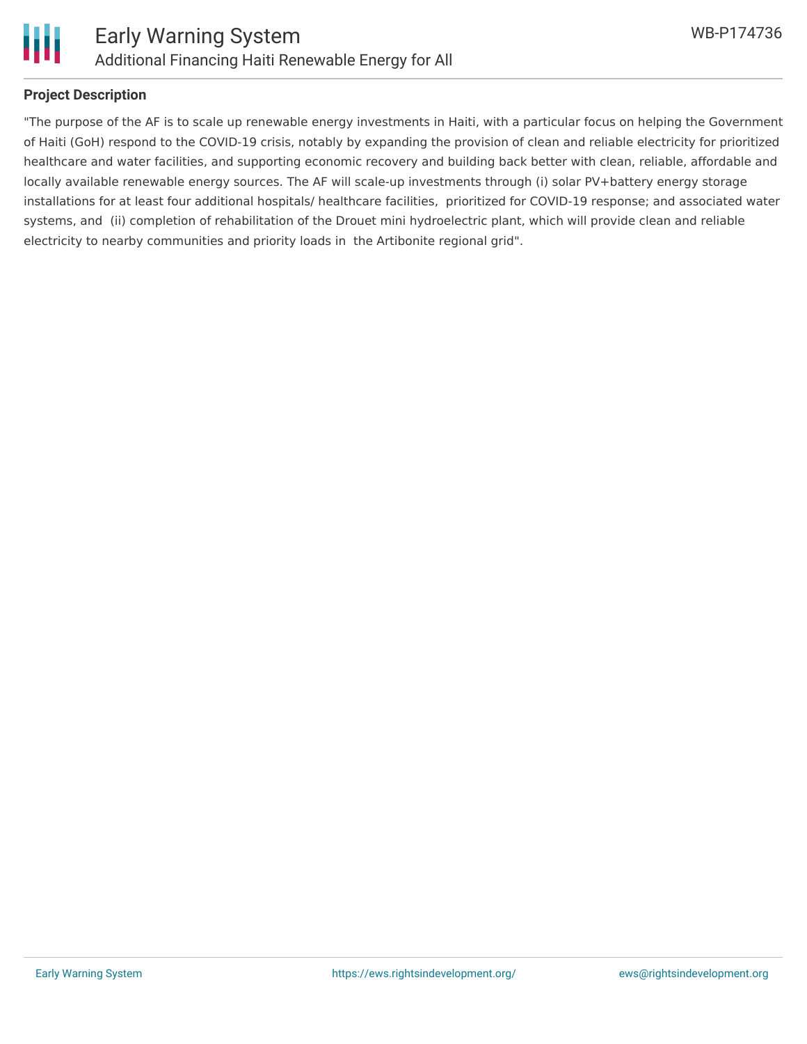## Project Description

"The purpose of the AF is to scale up renewable energy investments in Haiti, with a particular focus on helping the Government of Haiti (GoH) respond to the COVID-19 crisis, notably by expanding the provision of clean and reliable electricity for prioritized healthcare and water facilities, and supporting economic recovery and building back better with clean, reliable, affordable and locally available renewable energy sources. The AF will scale-up investments through (i) solar PV+battery energy storage installations for at least four additional hospitals/ healthcare facilities, prioritized for COVID-19 response; and associated water systems, and (ii) completion of rehabilitation of the Drouet mini hydroelectric plant, which will provide clean and reliable electricity to nearby communities and priority loads in the Artibonite regional grid".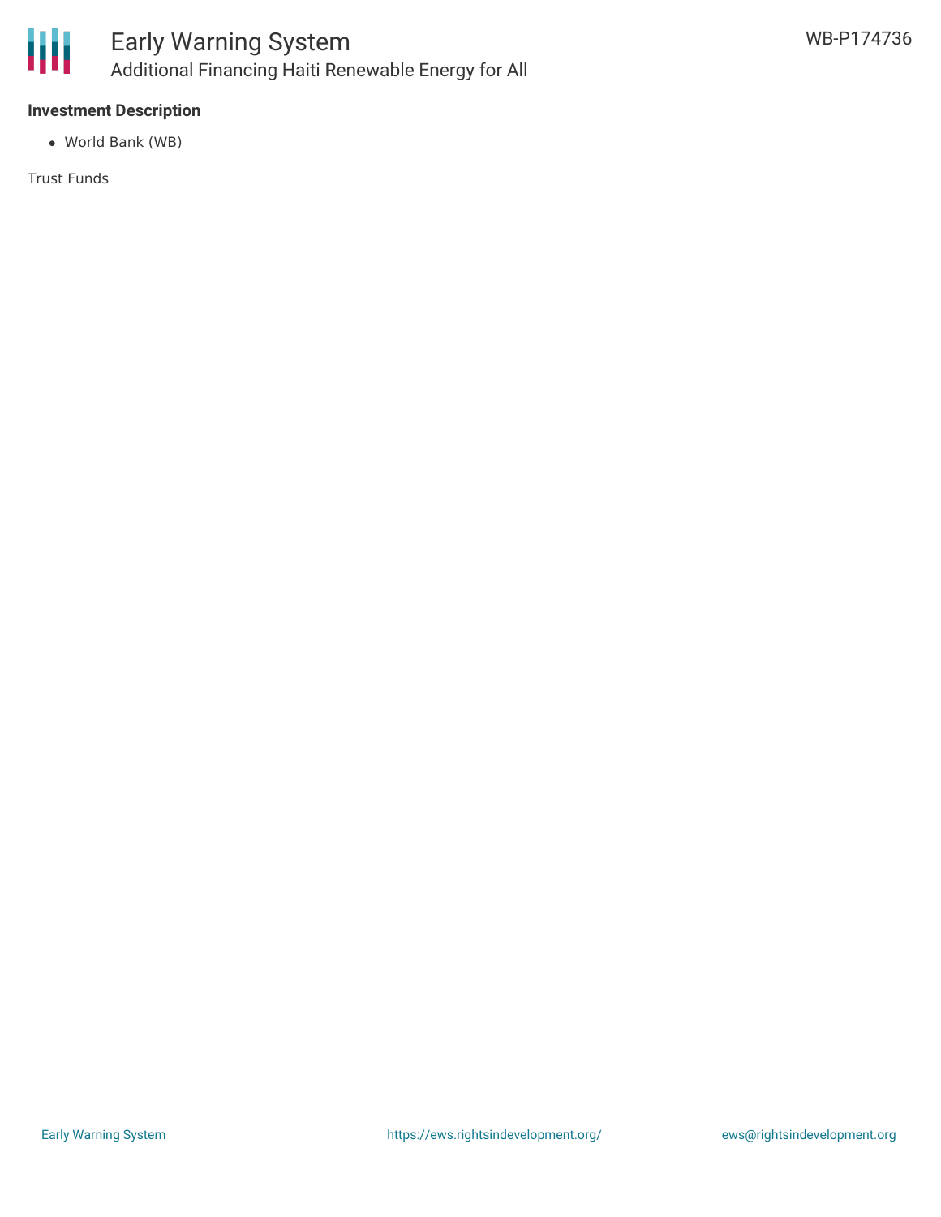### Investment Description

- World Bank (WB)

Trust Funds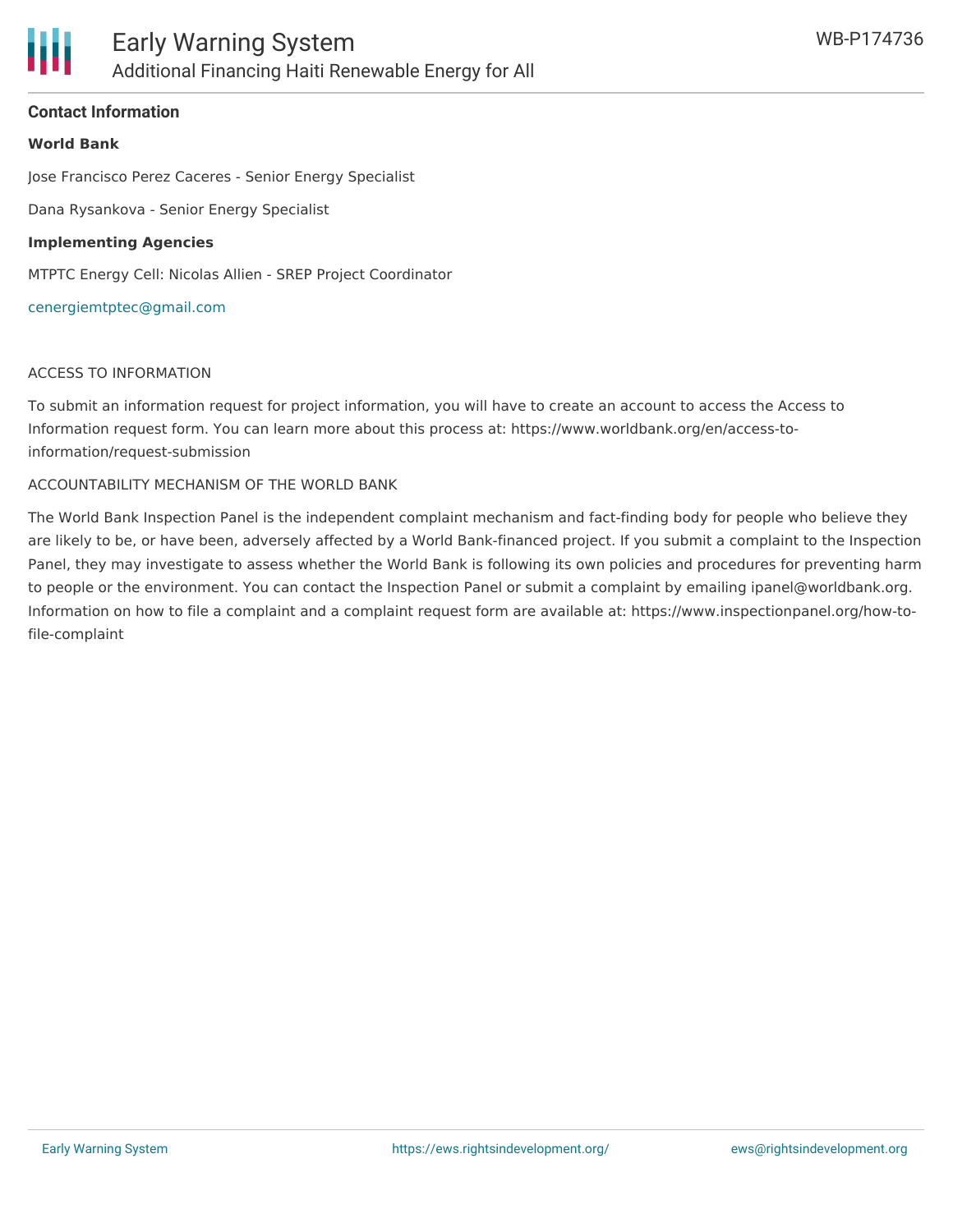### Contact Information

**World Bank**

Jose Francisco Perez Caceres - Senior Energy Specialist

Dana Rysankova - Senior Energy Specialist

**Implementing Agencies**

MTPTC Energy Cell: Nicolas Allien - SREP Project Coordinator

cenergiemtptec@gmail.com

ACCESS TO INFORMATION

To submit an information request for project information, you will have to create an account to access the Access to Information request form. You can learn more about this process at: https://www.worldbank.org/en/access-to-information/request-submission

ACCOUNTABILITY MECHANISM OF THE WORLD BANK

The World Bank Inspection Panel is the independent complaint mechanism and fact-finding body for people who believe they are likely to be, or have been, adversely affected by a World Bank-financed project. If you submit a complaint to the Inspection Panel, they may investigate to assess whether the World Bank is following its own policies and procedures for preventing harm to people or the environment. You can contact the Inspection Panel or submit a complaint by emailing ipanel@worldbank.org. Information on how to file a complaint and a complaint request form are available at: https://www.inspectionpanel.org/how-to-file-complaint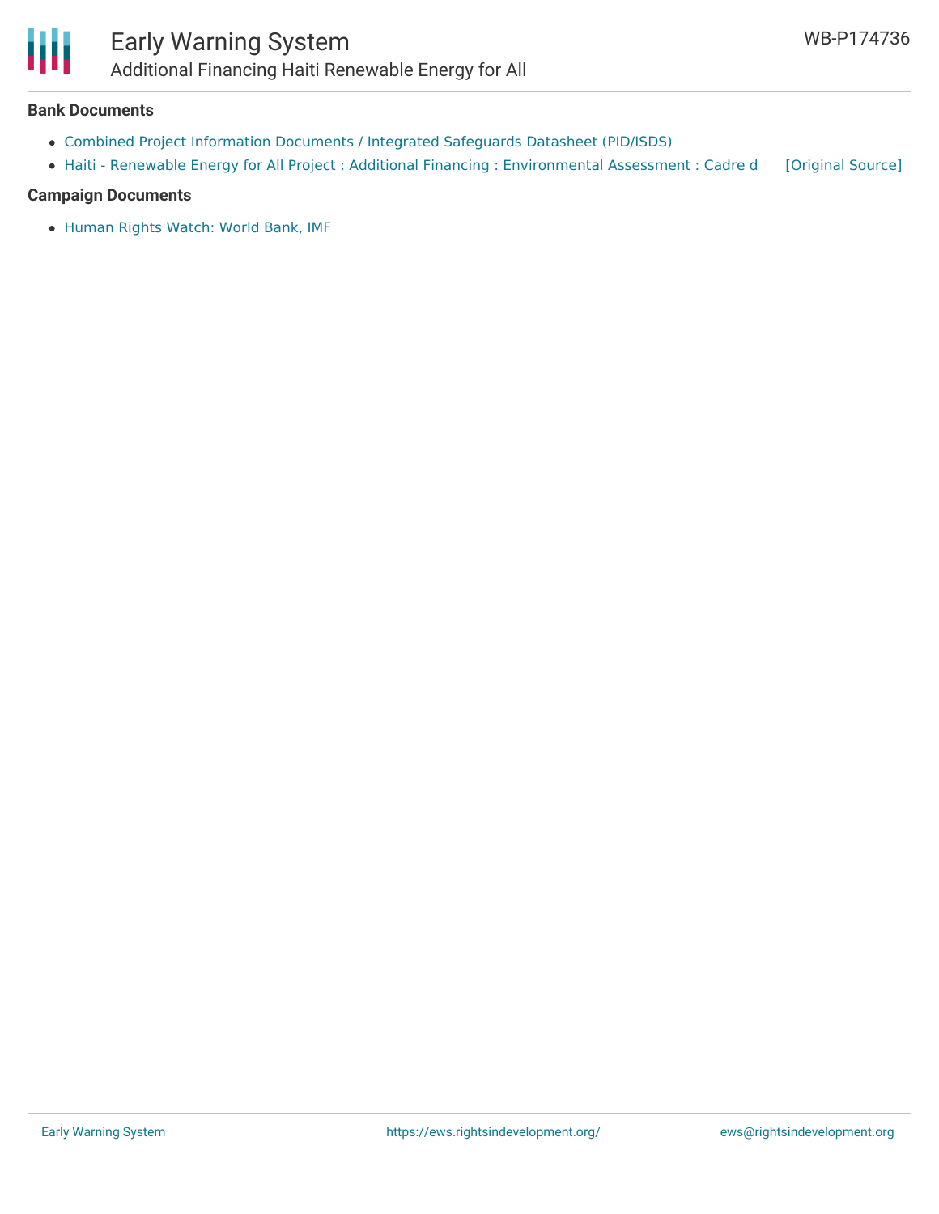### Bank Documents

- Combined Project Information Documents / Integrated Safeguards Datasheet (PID/ISDS)
- Haiti - Renewable Energy for All Project : Additional Financing : Environmental Assessment : Cadre d [Original Source]

### Campaign Documents

- Human Rights Watch: World Bank, IMF